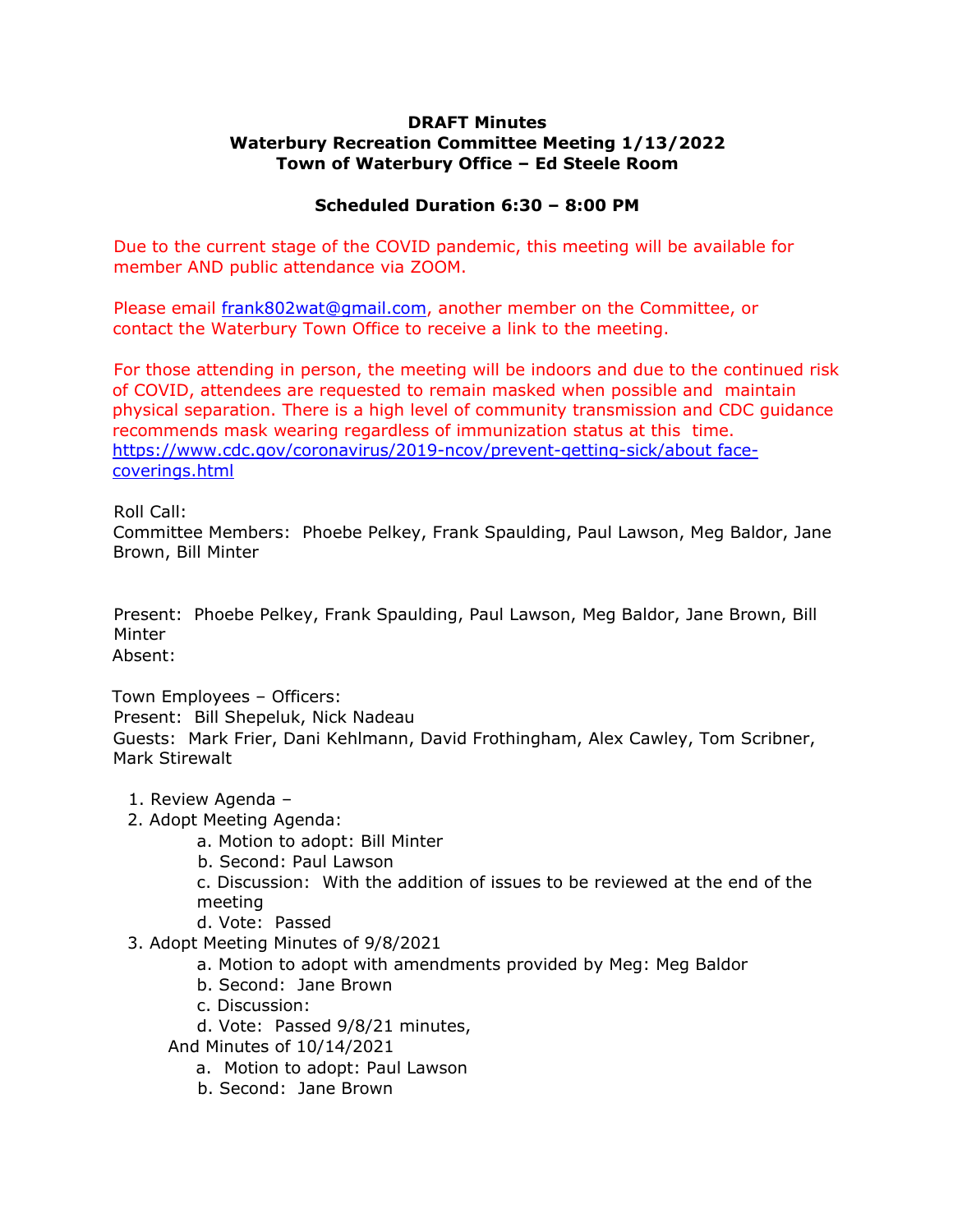**DRAFT Minutes**
**Waterbury Recreation Committee Meeting 1/13/2022**
**Town of Waterbury Office – Ed Steele Room**

**Scheduled Duration 6:30 – 8:00 PM**

Due to the current stage of the COVID pandemic, this meeting will be available for member AND public attendance via ZOOM.

Please email frank802wat@gmail.com, another member on the Committee, or contact the Waterbury Town Office to receive a link to the meeting.

For those attending in person, the meeting will be indoors and due to the continued risk of COVID, attendees are requested to remain masked when possible and maintain physical separation. There is a high level of community transmission and CDC guidance recommends mask wearing regardless of immunization status at this time. https://www.cdc.gov/coronavirus/2019-ncov/prevent-getting-sick/about face-coverings.html

Roll Call:
Committee Members: Phoebe Pelkey, Frank Spaulding, Paul Lawson, Meg Baldor, Jane Brown, Bill Minter

Present: Phoebe Pelkey, Frank Spaulding, Paul Lawson, Meg Baldor, Jane Brown, Bill Minter
Absent:

Town Employees – Officers:
Present: Bill Shepeluk, Nick Nadeau
Guests: Mark Frier, Dani Kehlmann, David Frothingham, Alex Cawley, Tom Scribner, Mark Stirewalt

1. Review Agenda –
2. Adopt Meeting Agenda:
   a. Motion to adopt: Bill Minter
   b. Second: Paul Lawson
   c. Discussion: With the addition of issues to be reviewed at the end of the meeting
   d. Vote: Passed
3. Adopt Meeting Minutes of 9/8/2021
   a. Motion to adopt with amendments provided by Meg: Meg Baldor
   b. Second: Jane Brown
   c. Discussion:
   d. Vote: Passed 9/8/21 minutes,

   And Minutes of 10/14/2021
   a. Motion to adopt: Paul Lawson
   b. Second: Jane Brown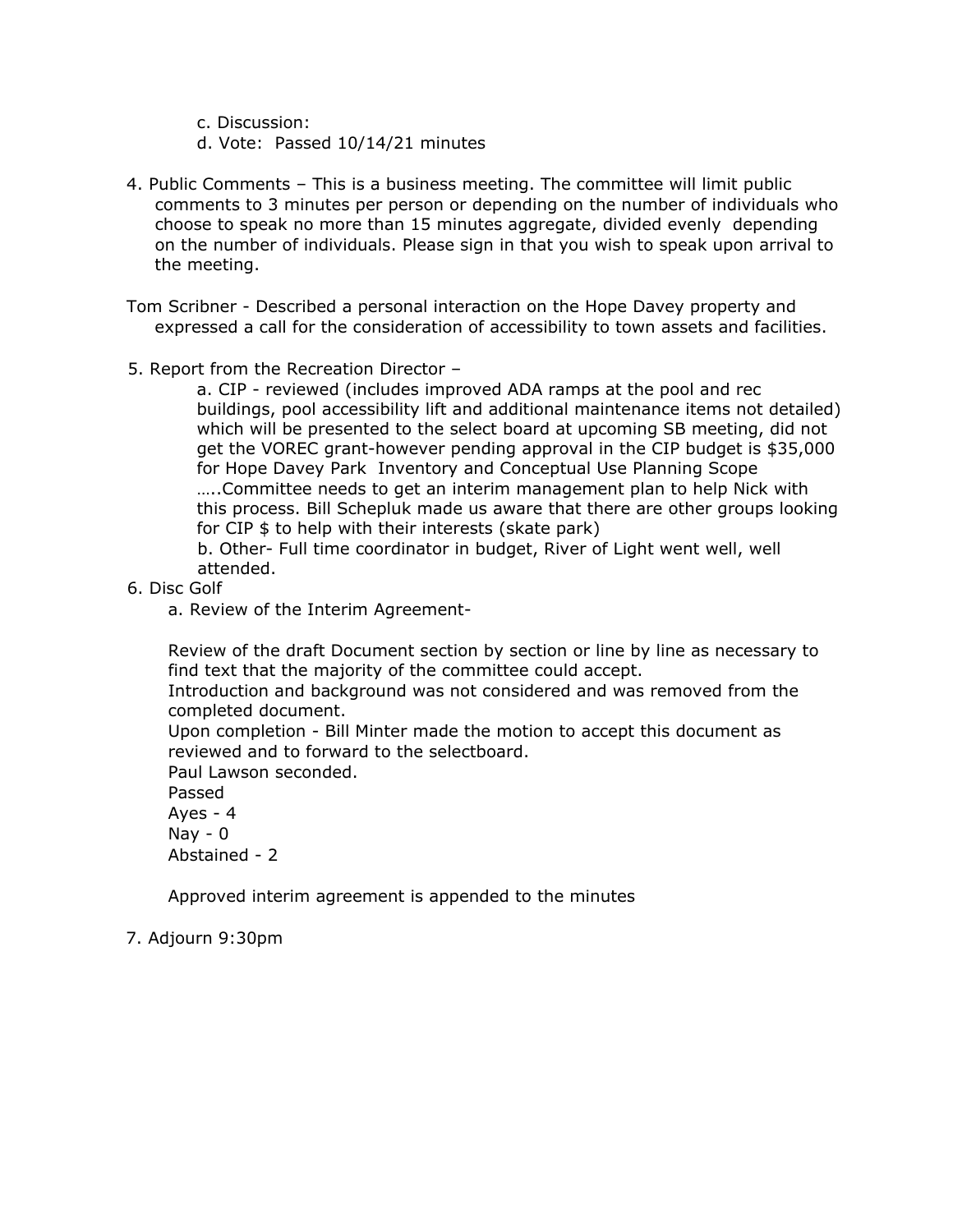c. Discussion:

d. Vote: Passed 10/14/21 minutes

4. Public Comments – This is a business meeting. The committee will limit public comments to 3 minutes per person or depending on the number of individuals who choose to speak no more than 15 minutes aggregate, divided evenly depending on the number of individuals. Please sign in that you wish to speak upon arrival to the meeting.

Tom Scribner - Described a personal interaction on the Hope Davey property and expressed a call for the consideration of accessibility to town assets and facilities.

5. Report from the Recreation Director –
   
   a. CIP - reviewed (includes improved ADA ramps at the pool and rec buildings, pool accessibility lift and additional maintenance items not detailed) which will be presented to the select board at upcoming SB meeting, did not get the VOREC grant-however pending approval in the CIP budget is $35,000 for Hope Davey Park Inventory and Conceptual Use Planning Scope …..Committee needs to get an interim management plan to help Nick with this process. Bill Schepluk made us aware that there are other groups looking for CIP $ to help with their interests (skate park)
   
   b. Other- Full time coordinator in budget, River of Light went well, well attended.

6. Disc Golf
   
   a. Review of the Interim Agreement-

   Review of the draft Document section by section or line by line as necessary to find text that the majority of the committee could accept.
   Introduction and background was not considered and was removed from the completed document.
   Upon completion - Bill Minter made the motion to accept this document as reviewed and to forward to the selectboard.
   Paul Lawson seconded.
   Passed
   Ayes - 4
   Nay - 0
   Abstained - 2

   Approved interim agreement is appended to the minutes

7. Adjourn 9:30pm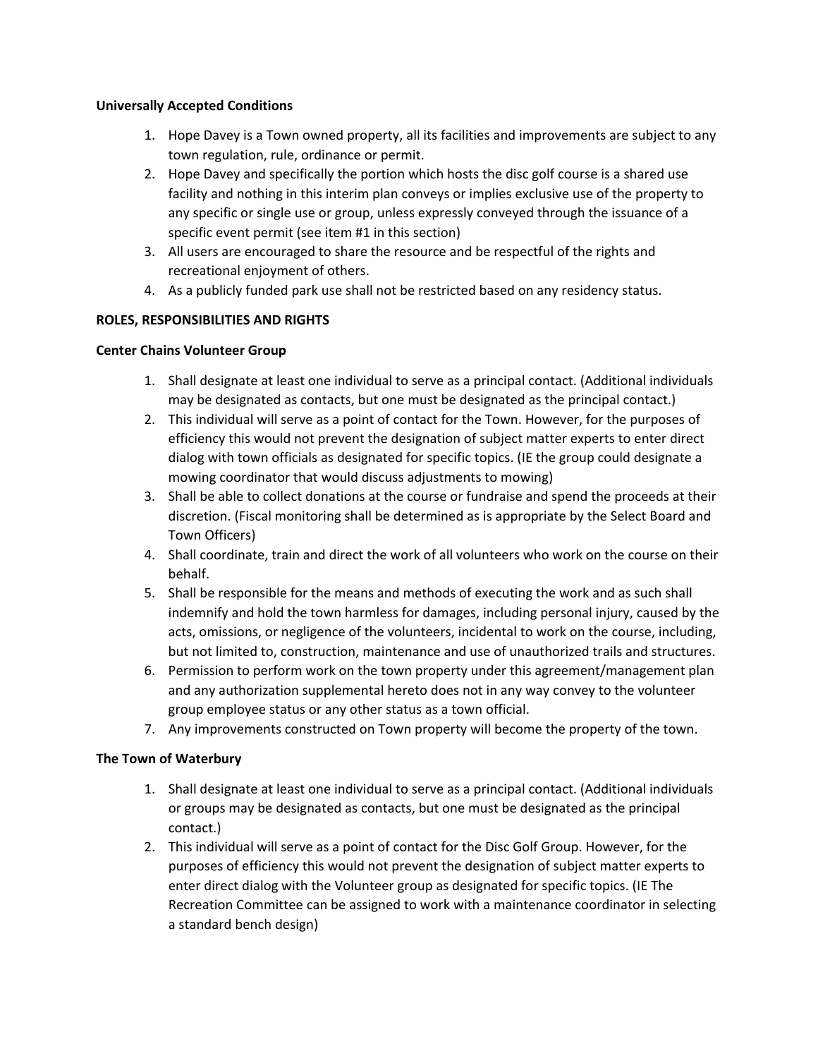**Universally Accepted Conditions**

1. Hope Davey is a Town owned property, all its facilities and improvements are subject to any town regulation, rule, ordinance or permit.
2. Hope Davey and specifically the portion which hosts the disc golf course is a shared use facility and nothing in this interim plan conveys or implies exclusive use of the property to any specific or single use or group, unless expressly conveyed through the issuance of a specific event permit (see item #1 in this section)
3. All users are encouraged to share the resource and be respectful of the rights and recreational enjoyment of others.
4. As a publicly funded park use shall not be restricted based on any residency status.

**ROLES, RESPONSIBILITIES AND RIGHTS**

**Center Chains Volunteer Group**

1. Shall designate at least one individual to serve as a principal contact. (Additional individuals may be designated as contacts, but one must be designated as the principal contact.)
2. This individual will serve as a point of contact for the Town. However, for the purposes of efficiency this would not prevent the designation of subject matter experts to enter direct dialog with town officials as designated for specific topics. (IE the group could designate a mowing coordinator that would discuss adjustments to mowing)
3. Shall be able to collect donations at the course or fundraise and spend the proceeds at their discretion. (Fiscal monitoring shall be determined as is appropriate by the Select Board and Town Officers)
4. Shall coordinate, train and direct the work of all volunteers who work on the course on their behalf.
5. Shall be responsible for the means and methods of executing the work and as such shall indemnify and hold the town harmless for damages, including personal injury, caused by the acts, omissions, or negligence of the volunteers, incidental to work on the course, including, but not limited to, construction, maintenance and use of unauthorized trails and structures.
6. Permission to perform work on the town property under this agreement/management plan and any authorization supplemental hereto does not in any way convey to the volunteer group employee status or any other status as a town official.
7. Any improvements constructed on Town property will become the property of the town.

**The Town of Waterbury**

1. Shall designate at least one individual to serve as a principal contact. (Additional individuals or groups may be designated as contacts, but one must be designated as the principal contact.)
2. This individual will serve as a point of contact for the Disc Golf Group. However, for the purposes of efficiency this would not prevent the designation of subject matter experts to enter direct dialog with the Volunteer group as designated for specific topics. (IE The Recreation Committee can be assigned to work with a maintenance coordinator in selecting a standard bench design)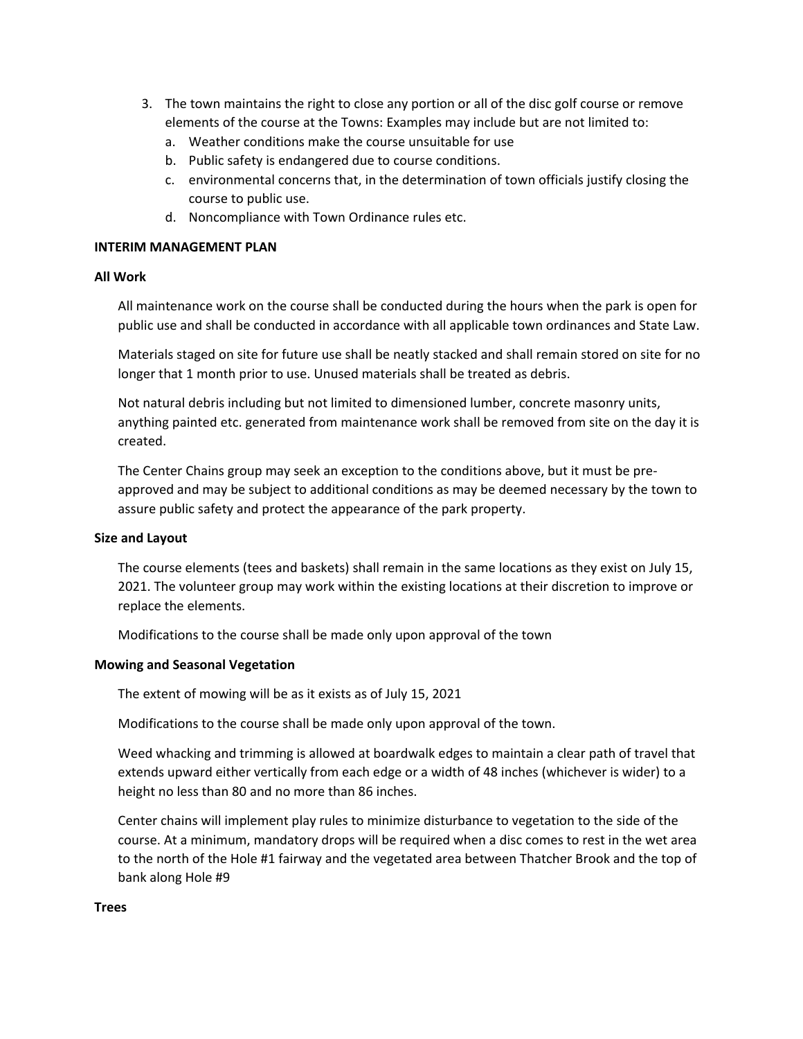3. The town maintains the right to close any portion or all of the disc golf course or remove elements of the course at the Towns: Examples may include but are not limited to:
    a. Weather conditions make the course unsuitable for use
    b. Public safety is endangered due to course conditions.
    c. environmental concerns that, in the determination of town officials justify closing the course to public use.
    d. Noncompliance with Town Ordinance rules etc.

**INTERIM MANAGEMENT PLAN**

**All Work**

All maintenance work on the course shall be conducted during the hours when the park is open for public use and shall be conducted in accordance with all applicable town ordinances and State Law.

Materials staged on site for future use shall be neatly stacked and shall remain stored on site for no longer that 1 month prior to use. Unused materials shall be treated as debris.

Not natural debris including but not limited to dimensioned lumber, concrete masonry units, anything painted etc. generated from maintenance work shall be removed from site on the day it is created.

The Center Chains group may seek an exception to the conditions above, but it must be pre-approved and may be subject to additional conditions as may be deemed necessary by the town to assure public safety and protect the appearance of the park property.

**Size and Layout**

The course elements (tees and baskets) shall remain in the same locations as they exist on July 15, 2021. The volunteer group may work within the existing locations at their discretion to improve or replace the elements.

Modifications to the course shall be made only upon approval of the town

**Mowing and Seasonal Vegetation**

The extent of mowing will be as it exists as of July 15, 2021

Modifications to the course shall be made only upon approval of the town.

Weed whacking and trimming is allowed at boardwalk edges to maintain a clear path of travel that extends upward either vertically from each edge or a width of 48 inches (whichever is wider) to a height no less than 80 and no more than 86 inches.

Center chains will implement play rules to minimize disturbance to vegetation to the side of the course. At a minimum, mandatory drops will be required when a disc comes to rest in the wet area to the north of the Hole #1 fairway and the vegetated area between Thatcher Brook and the top of bank along Hole #9

**Trees**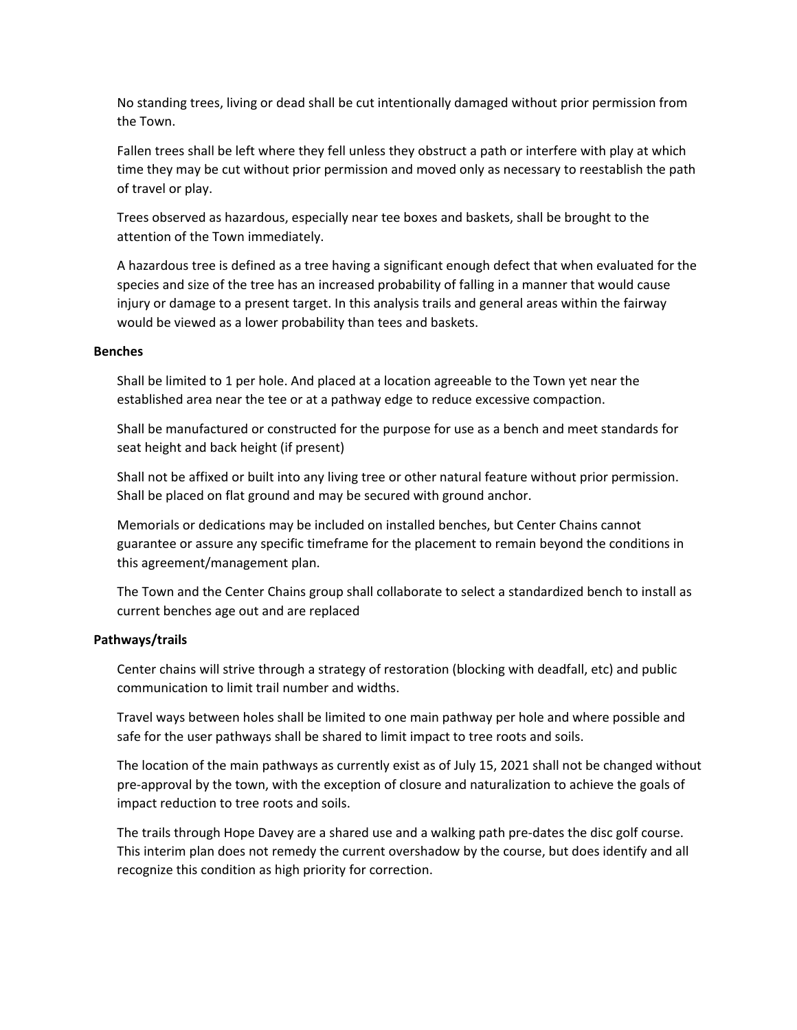No standing trees, living or dead shall be cut intentionally damaged without prior permission from the Town.

Fallen trees shall be left where they fell unless they obstruct a path or interfere with play at which time they may be cut without prior permission and moved only as necessary to reestablish the path of travel or play.

Trees observed as hazardous, especially near tee boxes and baskets, shall be brought to the attention of the Town immediately.

A hazardous tree is defined as a tree having a significant enough defect that when evaluated for the species and size of the tree has an increased probability of falling in a manner that would cause injury or damage to a present target. In this analysis trails and general areas within the fairway would be viewed as a lower probability than tees and baskets.

**Benches**

Shall be limited to 1 per hole. And placed at a location agreeable to the Town yet near the established area near the tee or at a pathway edge to reduce excessive compaction.

Shall be manufactured or constructed for the purpose for use as a bench and meet standards for seat height and back height (if present)

Shall not be affixed or built into any living tree or other natural feature without prior permission. Shall be placed on flat ground and may be secured with ground anchor.

Memorials or dedications may be included on installed benches, but Center Chains cannot guarantee or assure any specific timeframe for the placement to remain beyond the conditions in this agreement/management plan.

The Town and the Center Chains group shall collaborate to select a standardized bench to install as current benches age out and are replaced

**Pathways/trails**

Center chains will strive through a strategy of restoration (blocking with deadfall, etc) and public communication to limit trail number and widths.

Travel ways between holes shall be limited to one main pathway per hole and where possible and safe for the user pathways shall be shared to limit impact to tree roots and soils.

The location of the main pathways as currently exist as of July 15, 2021 shall not be changed without pre-approval by the town, with the exception of closure and naturalization to achieve the goals of impact reduction to tree roots and soils.

The trails through Hope Davey are a shared use and a walking path pre-dates the disc golf course. This interim plan does not remedy the current overshadow by the course, but does identify and all recognize this condition as high priority for correction.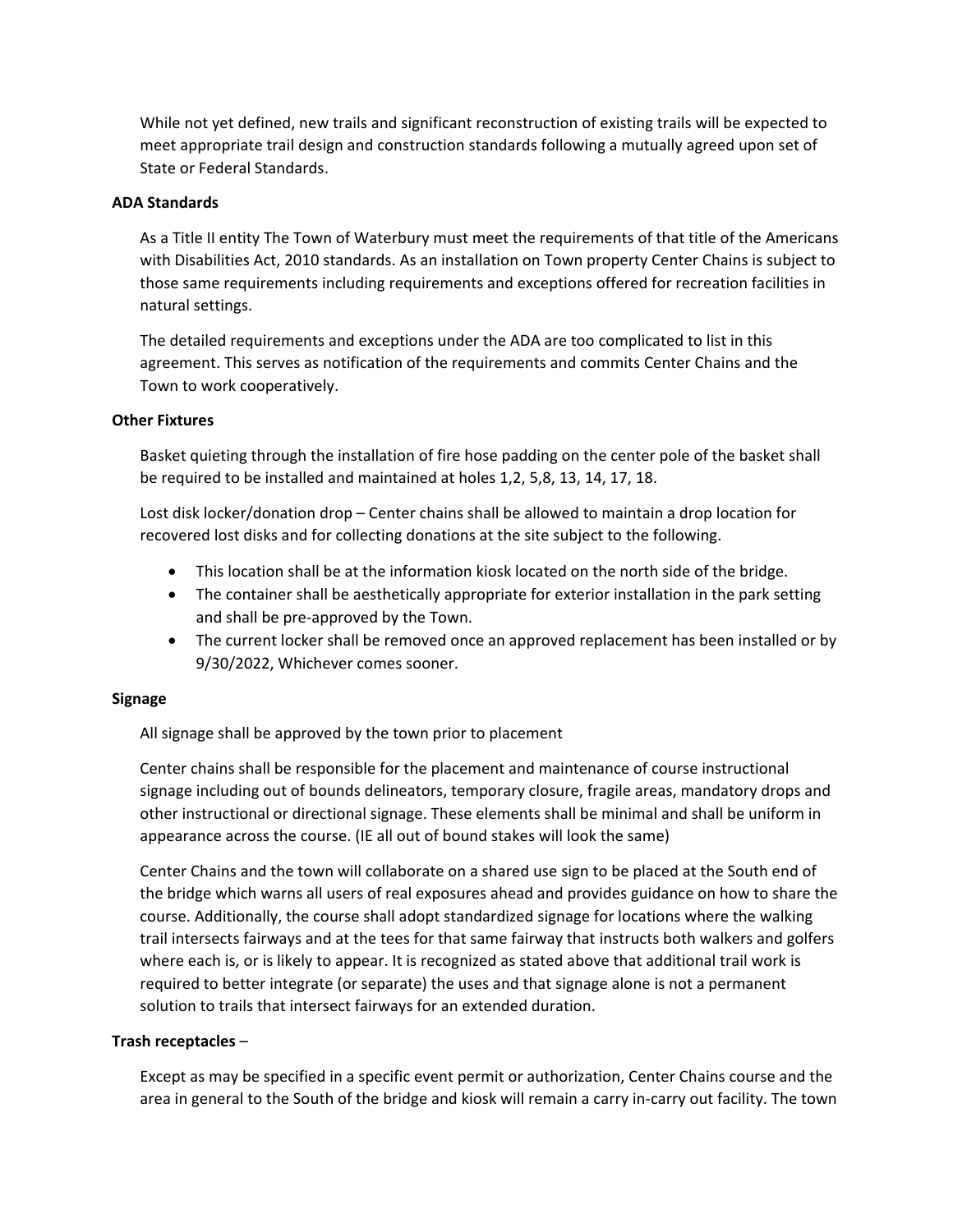While not yet defined, new trails and significant reconstruction of existing trails will be expected to meet appropriate trail design and construction standards following a mutually agreed upon set of State or Federal Standards.

**ADA Standards**

As a Title II entity The Town of Waterbury must meet the requirements of that title of the Americans with Disabilities Act, 2010 standards. As an installation on Town property Center Chains is subject to those same requirements including requirements and exceptions offered for recreation facilities in natural settings.

The detailed requirements and exceptions under the ADA are too complicated to list in this agreement. This serves as notification of the requirements and commits Center Chains and the Town to work cooperatively.

**Other Fixtures**

Basket quieting through the installation of fire hose padding on the center pole of the basket shall be required to be installed and maintained at holes 1,2, 5,8, 13, 14, 17, 18.

Lost disk locker/donation drop – Center chains shall be allowed to maintain a drop location for recovered lost disks and for collecting donations at the site subject to the following.

- This location shall be at the information kiosk located on the north side of the bridge.
- The container shall be aesthetically appropriate for exterior installation in the park setting and shall be pre-approved by the Town.
- The current locker shall be removed once an approved replacement has been installed or by 9/30/2022, Whichever comes sooner.

**Signage**

All signage shall be approved by the town prior to placement

Center chains shall be responsible for the placement and maintenance of course instructional signage including out of bounds delineators, temporary closure, fragile areas, mandatory drops and other instructional or directional signage. These elements shall be minimal and shall be uniform in appearance across the course. (IE all out of bound stakes will look the same)

Center Chains and the town will collaborate on a shared use sign to be placed at the South end of the bridge which warns all users of real exposures ahead and provides guidance on how to share the course. Additionally, the course shall adopt standardized signage for locations where the walking trail intersects fairways and at the tees for that same fairway that instructs both walkers and golfers where each is, or is likely to appear. It is recognized as stated above that additional trail work is required to better integrate (or separate) the uses and that signage alone is not a permanent solution to trails that intersect fairways for an extended duration.

**Trash receptacles** –

Except as may be specified in a specific event permit or authorization, Center Chains course and the area in general to the South of the bridge and kiosk will remain a carry in-carry out facility. The town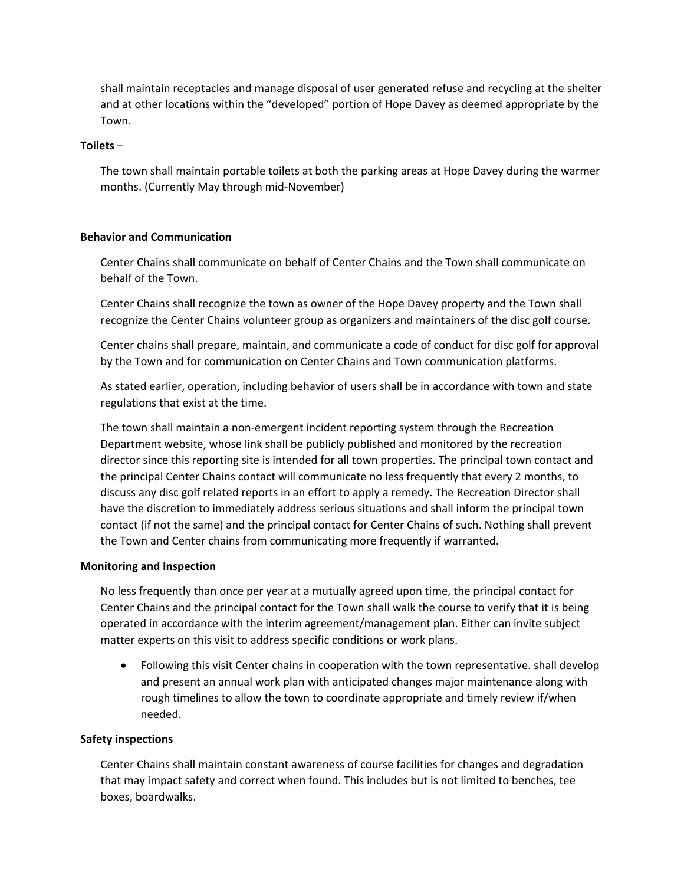shall maintain receptacles and manage disposal of user generated refuse and recycling at the shelter and at other locations within the "developed" portion of Hope Davey as deemed appropriate by the Town.

**Toilets** –

The town shall maintain portable toilets at both the parking areas at Hope Davey during the warmer months. (Currently May through mid-November)

**Behavior and Communication**

Center Chains shall communicate on behalf of Center Chains and the Town shall communicate on behalf of the Town.

Center Chains shall recognize the town as owner of the Hope Davey property and the Town shall recognize the Center Chains volunteer group as organizers and maintainers of the disc golf course.

Center chains shall prepare, maintain, and communicate a code of conduct for disc golf for approval by the Town and for communication on Center Chains and Town communication platforms.

As stated earlier, operation, including behavior of users shall be in accordance with town and state regulations that exist at the time.

The town shall maintain a non-emergent incident reporting system through the Recreation Department website, whose link shall be publicly published and monitored by the recreation director since this reporting site is intended for all town properties. The principal town contact and the principal Center Chains contact will communicate no less frequently that every 2 months, to discuss any disc golf related reports in an effort to apply a remedy. The Recreation Director shall have the discretion to immediately address serious situations and shall inform the principal town contact (if not the same) and the principal contact for Center Chains of such. Nothing shall prevent the Town and Center chains from communicating more frequently if warranted.

**Monitoring and Inspection**

No less frequently than once per year at a mutually agreed upon time, the principal contact for Center Chains and the principal contact for the Town shall walk the course to verify that it is being operated in accordance with the interim agreement/management plan. Either can invite subject matter experts on this visit to address specific conditions or work plans.

- Following this visit Center chains in cooperation with the town representative. shall develop and present an annual work plan with anticipated changes major maintenance along with rough timelines to allow the town to coordinate appropriate and timely review if/when needed.

**Safety inspections**

Center Chains shall maintain constant awareness of course facilities for changes and degradation that may impact safety and correct when found. This includes but is not limited to benches, tee boxes, boardwalks.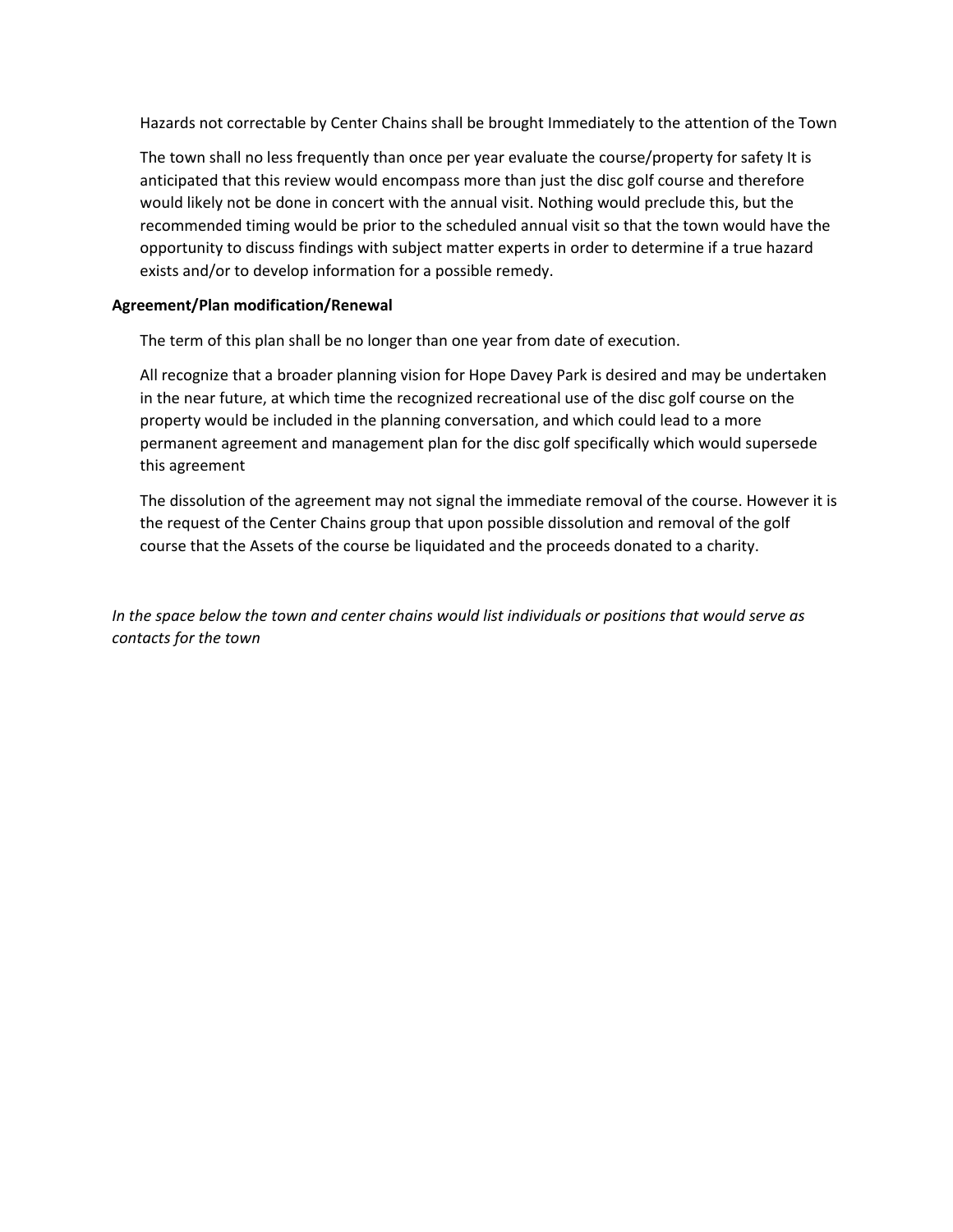Hazards not correctable by Center Chains shall be brought Immediately to the attention of the Town

The town shall no less frequently than once per year evaluate the course/property for safety It is anticipated that this review would encompass more than just the disc golf course and therefore would likely not be done in concert with the annual visit. Nothing would preclude this, but the recommended timing would be prior to the scheduled annual visit so that the town would have the opportunity to discuss findings with subject matter experts in order to determine if a true hazard exists and/or to develop information for a possible remedy.

**Agreement/Plan modification/Renewal**

The term of this plan shall be no longer than one year from date of execution.

All recognize that a broader planning vision for Hope Davey Park is desired and may be undertaken in the near future, at which time the recognized recreational use of the disc golf course on the property would be included in the planning conversation, and which could lead to a more permanent agreement and management plan for the disc golf specifically which would supersede this agreement

The dissolution of the agreement may not signal the immediate removal of the course. However it is the request of the Center Chains group that upon possible dissolution and removal of the golf course that the Assets of the course be liquidated and the proceeds donated to a charity.

*In the space below the town and center chains would list individuals or positions that would serve as contacts for the town*